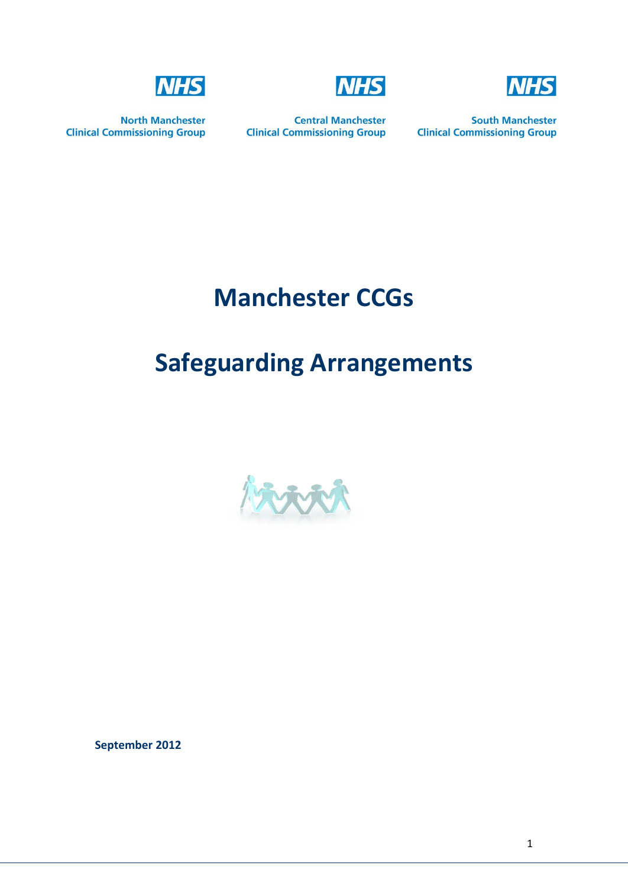NHS

North Manchester
Clinical Commissioning Group

NHS

Central Manchester
Clinical Commissioning Group

NHS

South Manchester
Clinical Commissioning Group

# Manchester CCGs

# Safeguarding Arrangements

**September 2012**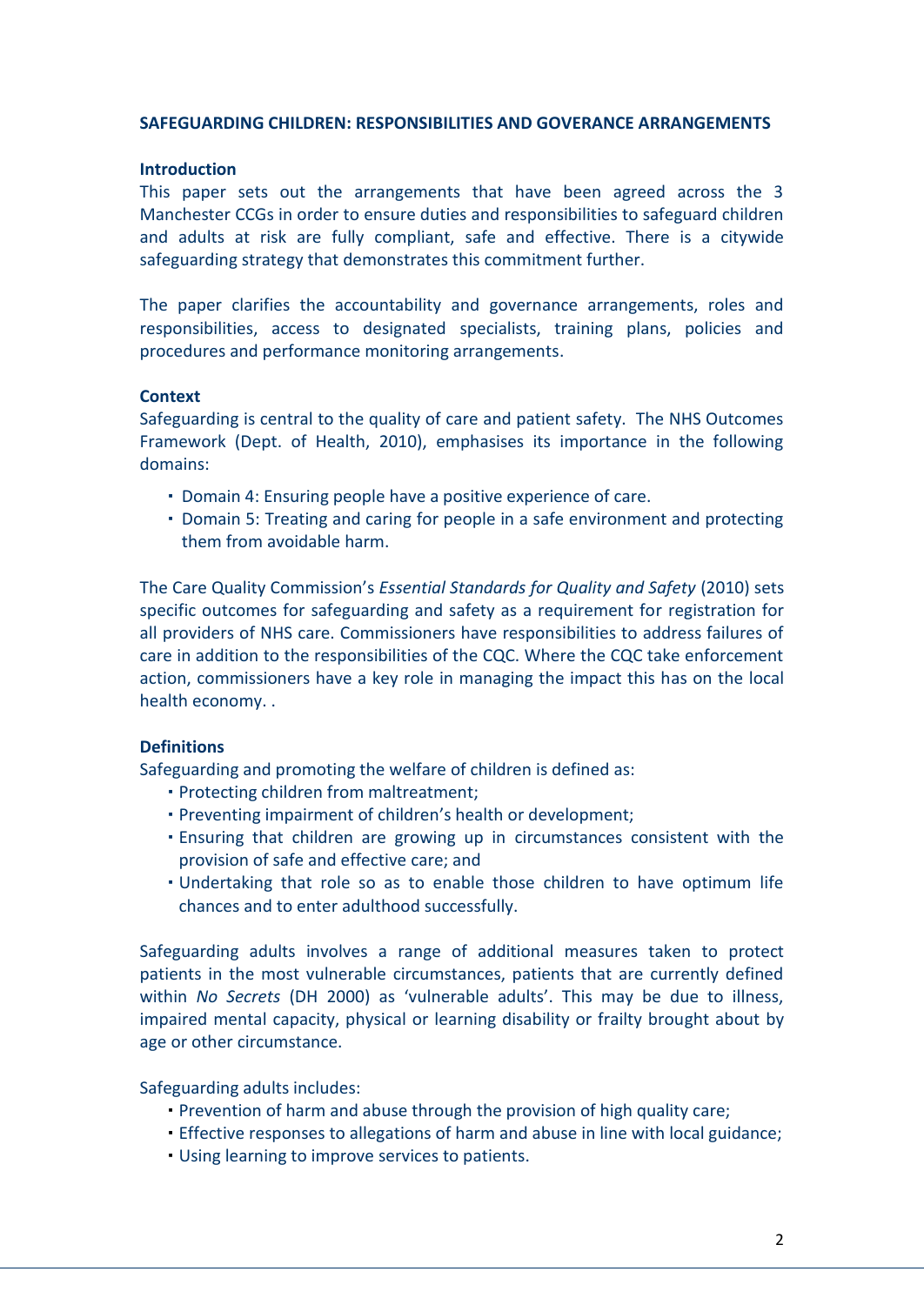## SAFEGUARDING CHILDREN: RESPONSIBILITIES AND GOVERANCE ARRANGEMENTS

### Introduction

This paper sets out the arrangements that have been agreed across the 3 Manchester CCGs in order to ensure duties and responsibilities to safeguard children and adults at risk are fully compliant, safe and effective. There is a citywide safeguarding strategy that demonstrates this commitment further.

The paper clarifies the accountability and governance arrangements, roles and responsibilities, access to designated specialists, training plans, policies and procedures and performance monitoring arrangements.

### Context

Safeguarding is central to the quality of care and patient safety. The NHS Outcomes Framework (Dept. of Health, 2010), emphasises its importance in the following domains:

- Domain 4: Ensuring people have a positive experience of care.
- Domain 5: Treating and caring for people in a safe environment and protecting them from avoidable harm.

The Care Quality Commission's *Essential Standards for Quality and Safety* (2010) sets specific outcomes for safeguarding and safety as a requirement for registration for all providers of NHS care. Commissioners have responsibilities to address failures of care in addition to the responsibilities of the CQC. Where the CQC take enforcement action, commissioners have a key role in managing the impact this has on the local health economy. .

### Definitions

Safeguarding and promoting the welfare of children is defined as:

- Protecting children from maltreatment;
- Preventing impairment of children's health or development;
- Ensuring that children are growing up in circumstances consistent with the provision of safe and effective care; and
- Undertaking that role so as to enable those children to have optimum life chances and to enter adulthood successfully.

Safeguarding adults involves a range of additional measures taken to protect patients in the most vulnerable circumstances, patients that are currently defined within *No Secrets* (DH 2000) as 'vulnerable adults'. This may be due to illness, impaired mental capacity, physical or learning disability or frailty brought about by age or other circumstance.

Safeguarding adults includes:

- Prevention of harm and abuse through the provision of high quality care;
- Effective responses to allegations of harm and abuse in line with local guidance;
- Using learning to improve services to patients.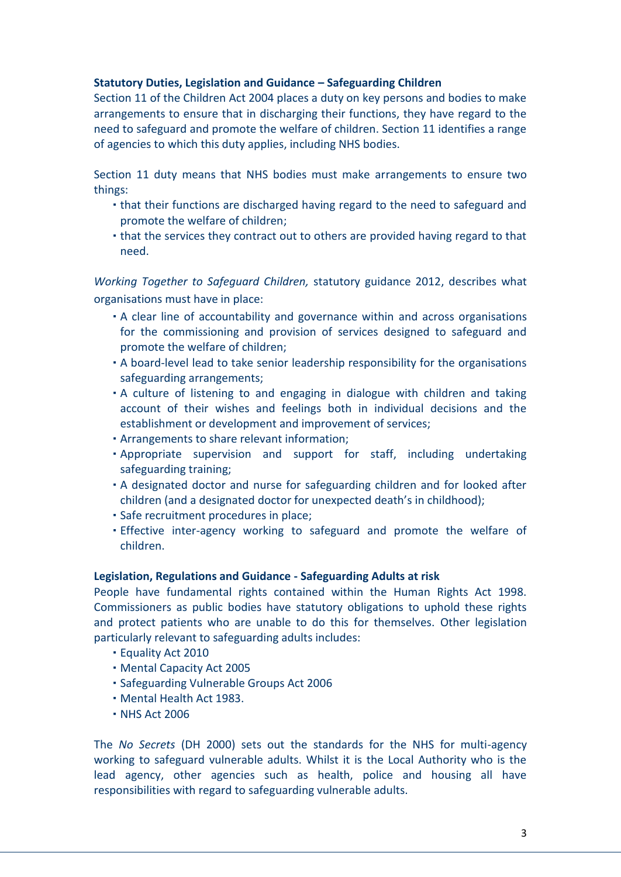**Statutory Duties, Legislation and Guidance – Safeguarding Children**

Section 11 of the Children Act 2004 places a duty on key persons and bodies to make arrangements to ensure that in discharging their functions, they have regard to the need to safeguard and promote the welfare of children. Section 11 identifies a range of agencies to which this duty applies, including NHS bodies.

Section 11 duty means that NHS bodies must make arrangements to ensure two things:

- that their functions are discharged having regard to the need to safeguard and promote the welfare of children;
- that the services they contract out to others are provided having regard to that need.

*Working Together to Safeguard Children,* statutory guidance 2012, describes what organisations must have in place:

- A clear line of accountability and governance within and across organisations for the commissioning and provision of services designed to safeguard and promote the welfare of children;
- A board-level lead to take senior leadership responsibility for the organisations safeguarding arrangements;
- A culture of listening to and engaging in dialogue with children and taking account of their wishes and feelings both in individual decisions and the establishment or development and improvement of services;
- Arrangements to share relevant information;
- Appropriate supervision and support for staff, including undertaking safeguarding training;
- A designated doctor and nurse for safeguarding children and for looked after children (and a designated doctor for unexpected death's in childhood);
- Safe recruitment procedures in place;
- Effective inter-agency working to safeguard and promote the welfare of children.

**Legislation, Regulations and Guidance - Safeguarding Adults at risk**

People have fundamental rights contained within the Human Rights Act 1998. Commissioners as public bodies have statutory obligations to uphold these rights and protect patients who are unable to do this for themselves. Other legislation particularly relevant to safeguarding adults includes:

- Equality Act 2010
- Mental Capacity Act 2005
- Safeguarding Vulnerable Groups Act 2006
- Mental Health Act 1983.
- NHS Act 2006

The *No Secrets* (DH 2000) sets out the standards for the NHS for multi-agency working to safeguard vulnerable adults. Whilst it is the Local Authority who is the lead agency, other agencies such as health, police and housing all have responsibilities with regard to safeguarding vulnerable adults.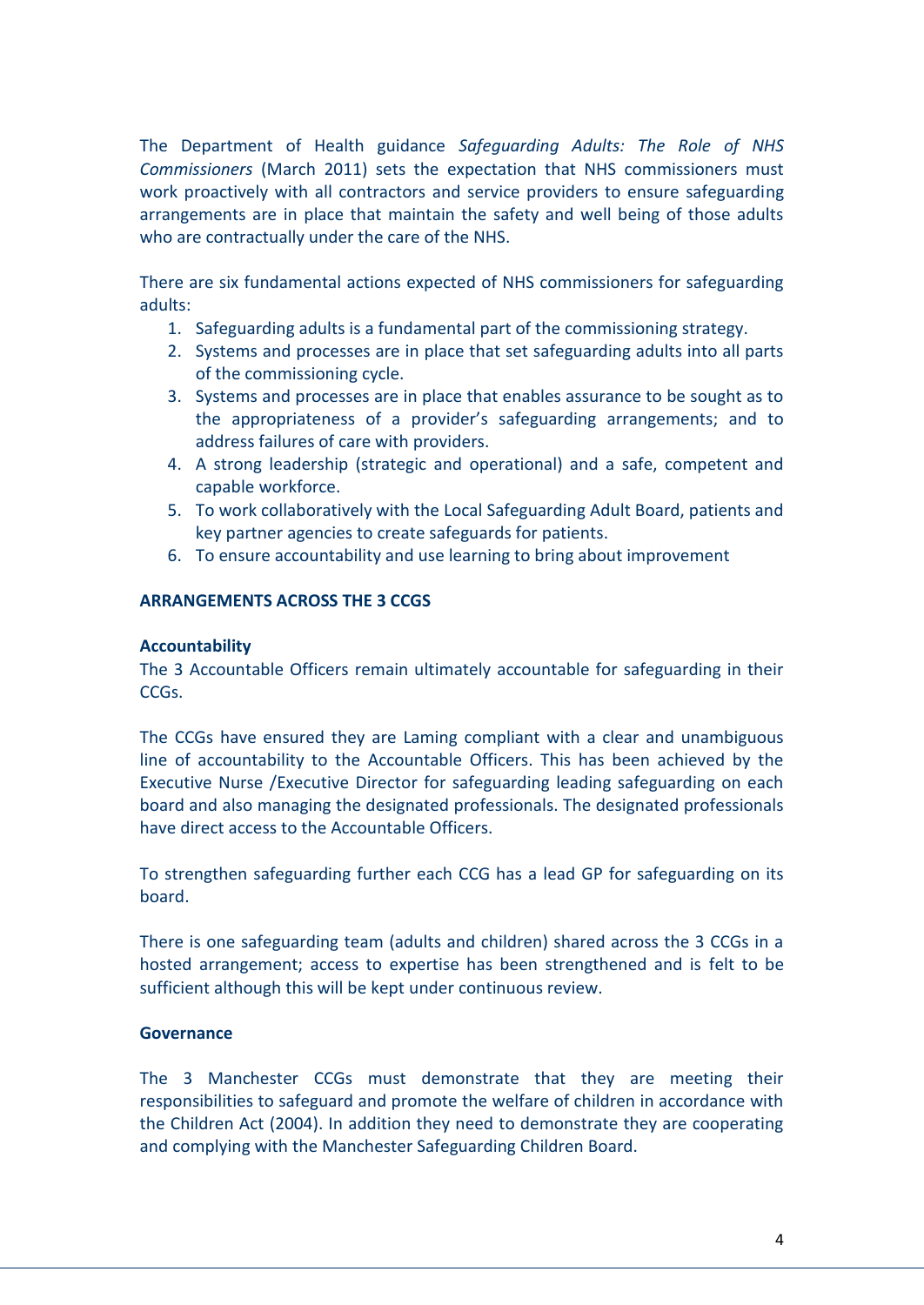The Department of Health guidance *Safeguarding Adults: The Role of NHS Commissioners* (March 2011) sets the expectation that NHS commissioners must work proactively with all contractors and service providers to ensure safeguarding arrangements are in place that maintain the safety and well being of those adults who are contractually under the care of the NHS.

There are six fundamental actions expected of NHS commissioners for safeguarding adults:

1. Safeguarding adults is a fundamental part of the commissioning strategy.
2. Systems and processes are in place that set safeguarding adults into all parts of the commissioning cycle.
3. Systems and processes are in place that enables assurance to be sought as to the appropriateness of a provider's safeguarding arrangements; and to address failures of care with providers.
4. A strong leadership (strategic and operational) and a safe, competent and capable workforce.
5. To work collaboratively with the Local Safeguarding Adult Board, patients and key partner agencies to create safeguards for patients.
6. To ensure accountability and use learning to bring about improvement

## ARRANGEMENTS ACROSS THE 3 CCGS

### Accountability

The 3 Accountable Officers remain ultimately accountable for safeguarding in their CCGs.

The CCGs have ensured they are Laming compliant with a clear and unambiguous line of accountability to the Accountable Officers. This has been achieved by the Executive Nurse /Executive Director for safeguarding leading safeguarding on each board and also managing the designated professionals. The designated professionals have direct access to the Accountable Officers.

To strengthen safeguarding further each CCG has a lead GP for safeguarding on its board.

There is one safeguarding team (adults and children) shared across the 3 CCGs in a hosted arrangement; access to expertise has been strengthened and is felt to be sufficient although this will be kept under continuous review.

### Governance

The 3 Manchester CCGs must demonstrate that they are meeting their responsibilities to safeguard and promote the welfare of children in accordance with the Children Act (2004). In addition they need to demonstrate they are cooperating and complying with the Manchester Safeguarding Children Board.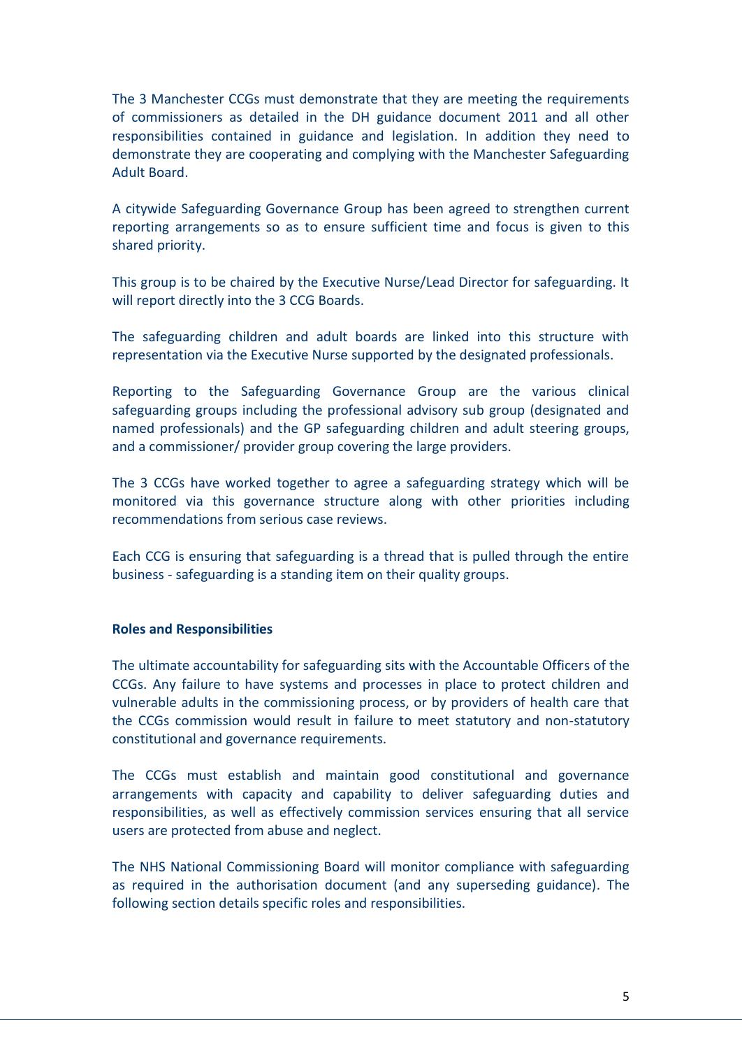The 3 Manchester CCGs must demonstrate that they are meeting the requirements of commissioners as detailed in the DH guidance document 2011 and all other responsibilities contained in guidance and legislation. In addition they need to demonstrate they are cooperating and complying with the Manchester Safeguarding Adult Board.

A citywide Safeguarding Governance Group has been agreed to strengthen current reporting arrangements so as to ensure sufficient time and focus is given to this shared priority.

This group is to be chaired by the Executive Nurse/Lead Director for safeguarding. It will report directly into the 3 CCG Boards.

The safeguarding children and adult boards are linked into this structure with representation via the Executive Nurse supported by the designated professionals.

Reporting to the Safeguarding Governance Group are the various clinical safeguarding groups including the professional advisory sub group (designated and named professionals) and the GP safeguarding children and adult steering groups, and a commissioner/ provider group covering the large providers.

The 3 CCGs have worked together to agree a safeguarding strategy which will be monitored via this governance structure along with other priorities including recommendations from serious case reviews.

Each CCG is ensuring that safeguarding is a thread that is pulled through the entire business - safeguarding is a standing item on their quality groups.

**Roles and Responsibilities**

The ultimate accountability for safeguarding sits with the Accountable Officers of the CCGs. Any failure to have systems and processes in place to protect children and vulnerable adults in the commissioning process, or by providers of health care that the CCGs commission would result in failure to meet statutory and non-statutory constitutional and governance requirements.

The CCGs must establish and maintain good constitutional and governance arrangements with capacity and capability to deliver safeguarding duties and responsibilities, as well as effectively commission services ensuring that all service users are protected from abuse and neglect.

The NHS National Commissioning Board will monitor compliance with safeguarding as required in the authorisation document (and any superseding guidance). The following section details specific roles and responsibilities.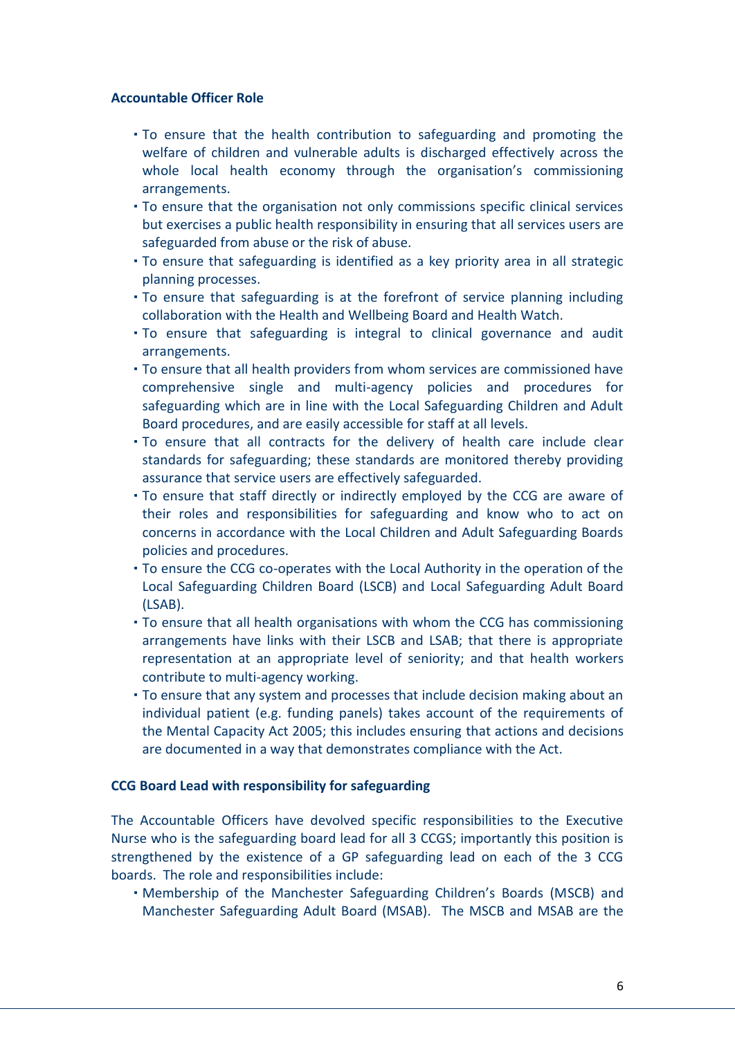**Accountable Officer Role**

- To ensure that the health contribution to safeguarding and promoting the welfare of children and vulnerable adults is discharged effectively across the whole local health economy through the organisation's commissioning arrangements.
- To ensure that the organisation not only commissions specific clinical services but exercises a public health responsibility in ensuring that all services users are safeguarded from abuse or the risk of abuse.
- To ensure that safeguarding is identified as a key priority area in all strategic planning processes.
- To ensure that safeguarding is at the forefront of service planning including collaboration with the Health and Wellbeing Board and Health Watch.
- To ensure that safeguarding is integral to clinical governance and audit arrangements.
- To ensure that all health providers from whom services are commissioned have comprehensive single and multi-agency policies and procedures for safeguarding which are in line with the Local Safeguarding Children and Adult Board procedures, and are easily accessible for staff at all levels.
- To ensure that all contracts for the delivery of health care include clear standards for safeguarding; these standards are monitored thereby providing assurance that service users are effectively safeguarded.
- To ensure that staff directly or indirectly employed by the CCG are aware of their roles and responsibilities for safeguarding and know who to act on concerns in accordance with the Local Children and Adult Safeguarding Boards policies and procedures.
- To ensure the CCG co-operates with the Local Authority in the operation of the Local Safeguarding Children Board (LSCB) and Local Safeguarding Adult Board (LSAB).
- To ensure that all health organisations with whom the CCG has commissioning arrangements have links with their LSCB and LSAB; that there is appropriate representation at an appropriate level of seniority; and that health workers contribute to multi-agency working.
- To ensure that any system and processes that include decision making about an individual patient (e.g. funding panels) takes account of the requirements of the Mental Capacity Act 2005; this includes ensuring that actions and decisions are documented in a way that demonstrates compliance with the Act.

**CCG Board Lead with responsibility for safeguarding**

The Accountable Officers have devolved specific responsibilities to the Executive Nurse who is the safeguarding board lead for all 3 CCGS; importantly this position is strengthened by the existence of a GP safeguarding lead on each of the 3 CCG boards. The role and responsibilities include:

- Membership of the Manchester Safeguarding Children's Boards (MSCB) and Manchester Safeguarding Adult Board (MSAB). The MSCB and MSAB are the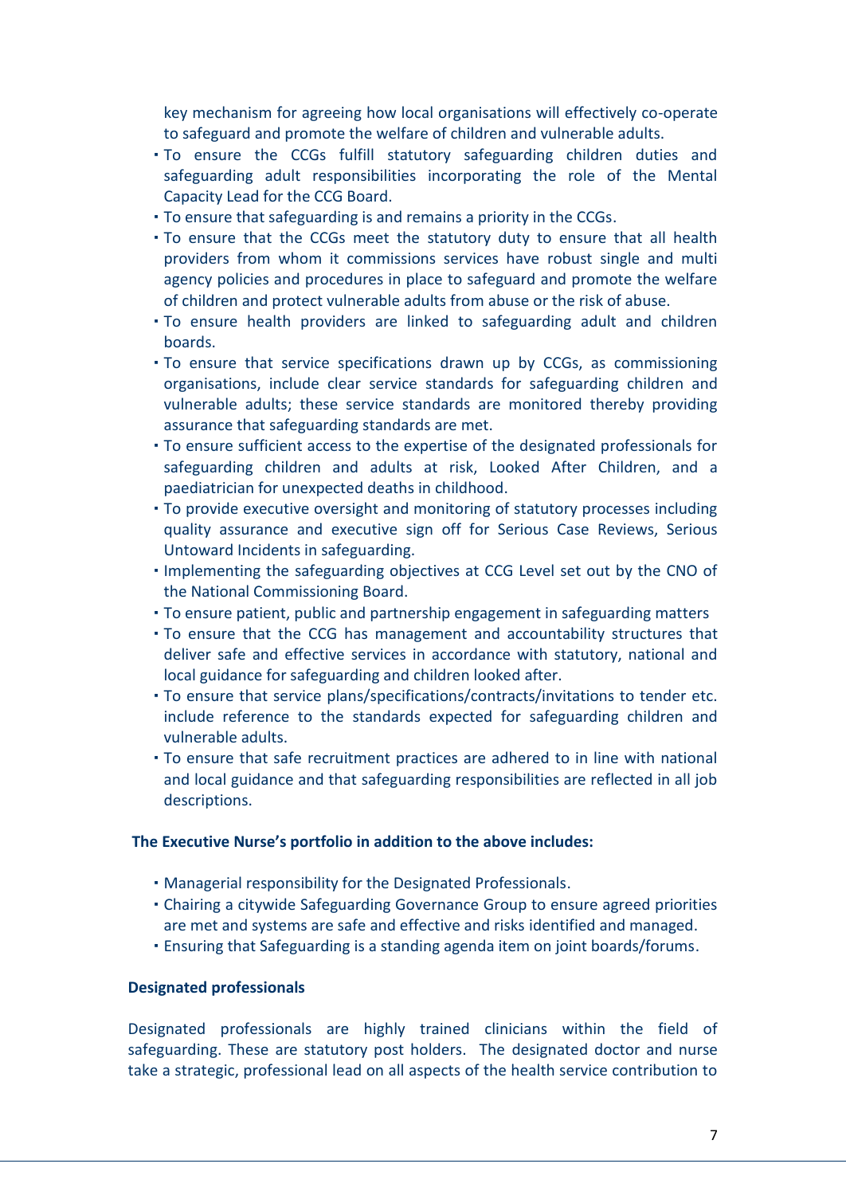key mechanism for agreeing how local organisations will effectively co-operate to safeguard and promote the welfare of children and vulnerable adults.

- To ensure the CCGs fulfill statutory safeguarding children duties and safeguarding adult responsibilities incorporating the role of the Mental Capacity Lead for the CCG Board.
- To ensure that safeguarding is and remains a priority in the CCGs.
- To ensure that the CCGs meet the statutory duty to ensure that all health providers from whom it commissions services have robust single and multi agency policies and procedures in place to safeguard and promote the welfare of children and protect vulnerable adults from abuse or the risk of abuse.
- To ensure health providers are linked to safeguarding adult and children boards.
- To ensure that service specifications drawn up by CCGs, as commissioning organisations, include clear service standards for safeguarding children and vulnerable adults; these service standards are monitored thereby providing assurance that safeguarding standards are met.
- To ensure sufficient access to the expertise of the designated professionals for safeguarding children and adults at risk, Looked After Children, and a paediatrician for unexpected deaths in childhood.
- To provide executive oversight and monitoring of statutory processes including quality assurance and executive sign off for Serious Case Reviews, Serious Untoward Incidents in safeguarding.
- Implementing the safeguarding objectives at CCG Level set out by the CNO of the National Commissioning Board.
- To ensure patient, public and partnership engagement in safeguarding matters
- To ensure that the CCG has management and accountability structures that deliver safe and effective services in accordance with statutory, national and local guidance for safeguarding and children looked after.
- To ensure that service plans/specifications/contracts/invitations to tender etc. include reference to the standards expected for safeguarding children and vulnerable adults.
- To ensure that safe recruitment practices are adhered to in line with national and local guidance and that safeguarding responsibilities are reflected in all job descriptions.

**The Executive Nurse's portfolio in addition to the above includes:**

- Managerial responsibility for the Designated Professionals.
- Chairing a citywide Safeguarding Governance Group to ensure agreed priorities are met and systems are safe and effective and risks identified and managed.
- Ensuring that Safeguarding is a standing agenda item on joint boards/forums.

**Designated professionals**

Designated professionals are highly trained clinicians within the field of safeguarding. These are statutory post holders. The designated doctor and nurse take a strategic, professional lead on all aspects of the health service contribution to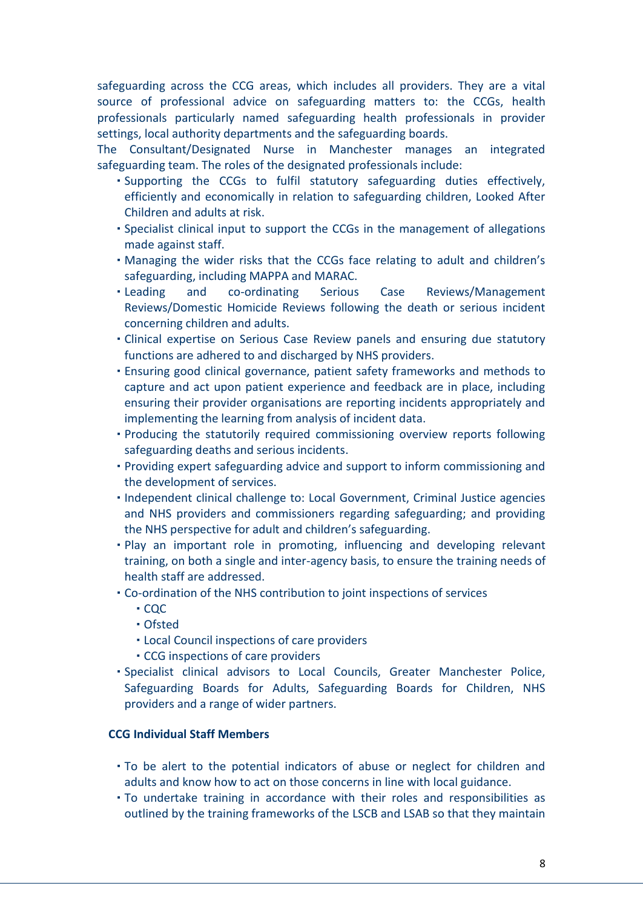safeguarding across the CCG areas, which includes all providers. They are a vital source of professional advice on safeguarding matters to: the CCGs, health professionals particularly named safeguarding health professionals in provider settings, local authority departments and the safeguarding boards.

The Consultant/Designated Nurse in Manchester manages an integrated safeguarding team. The roles of the designated professionals include:

- Supporting the CCGs to fulfil statutory safeguarding duties effectively, efficiently and economically in relation to safeguarding children, Looked After Children and adults at risk.
- Specialist clinical input to support the CCGs in the management of allegations made against staff.
- Managing the wider risks that the CCGs face relating to adult and children's safeguarding, including MAPPA and MARAC.
- Leading and co-ordinating Serious Case Reviews/Management Reviews/Domestic Homicide Reviews following the death or serious incident concerning children and adults.
- Clinical expertise on Serious Case Review panels and ensuring due statutory functions are adhered to and discharged by NHS providers.
- Ensuring good clinical governance, patient safety frameworks and methods to capture and act upon patient experience and feedback are in place, including ensuring their provider organisations are reporting incidents appropriately and implementing the learning from analysis of incident data.
- Producing the statutorily required commissioning overview reports following safeguarding deaths and serious incidents.
- Providing expert safeguarding advice and support to inform commissioning and the development of services.
- Independent clinical challenge to: Local Government, Criminal Justice agencies and NHS providers and commissioners regarding safeguarding; and providing the NHS perspective for adult and children's safeguarding.
- Play an important role in promoting, influencing and developing relevant training, on both a single and inter-agency basis, to ensure the training needs of health staff are addressed.
- Co-ordination of the NHS contribution to joint inspections of services
  - CQC
  - Ofsted
  - Local Council inspections of care providers
  - CCG inspections of care providers
- Specialist clinical advisors to Local Councils, Greater Manchester Police, Safeguarding Boards for Adults, Safeguarding Boards for Children, NHS providers and a range of wider partners.

**CCG Individual Staff Members**

- To be alert to the potential indicators of abuse or neglect for children and adults and know how to act on those concerns in line with local guidance.
- To undertake training in accordance with their roles and responsibilities as outlined by the training frameworks of the LSCB and LSAB so that they maintain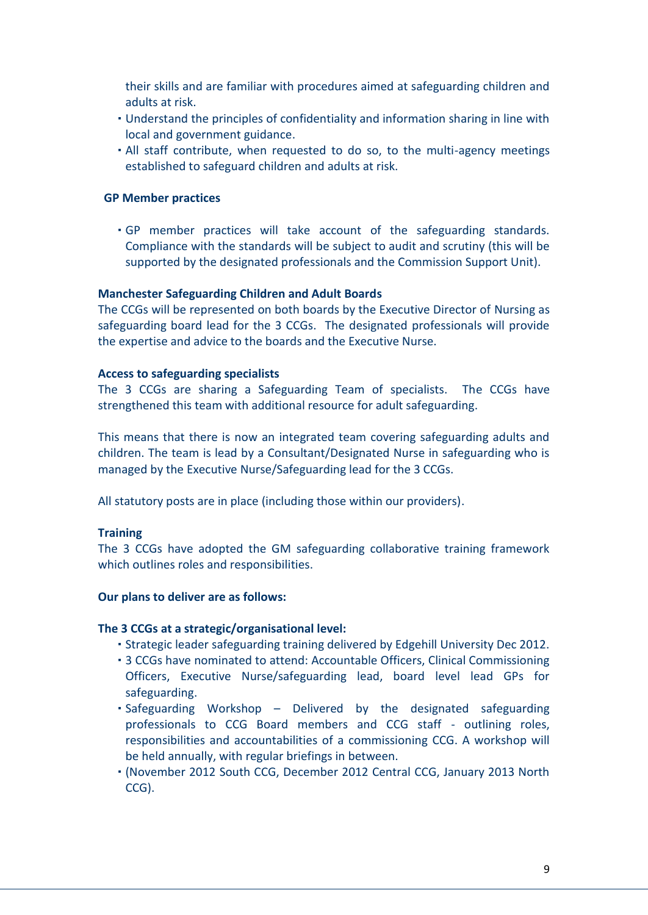their skills and are familiar with procedures aimed at safeguarding children and adults at risk.

- Understand the principles of confidentiality and information sharing in line with local and government guidance.
- All staff contribute, when requested to do so, to the multi-agency meetings established to safeguard children and adults at risk.

**GP Member practices**

- GP member practices will take account of the safeguarding standards. Compliance with the standards will be subject to audit and scrutiny (this will be supported by the designated professionals and the Commission Support Unit).

**Manchester Safeguarding Children and Adult Boards**
The CCGs will be represented on both boards by the Executive Director of Nursing as safeguarding board lead for the 3 CCGs. The designated professionals will provide the expertise and advice to the boards and the Executive Nurse.

**Access to safeguarding specialists**
The 3 CCGs are sharing a Safeguarding Team of specialists. The CCGs have strengthened this team with additional resource for adult safeguarding.

This means that there is now an integrated team covering safeguarding adults and children. The team is lead by a Consultant/Designated Nurse in safeguarding who is managed by the Executive Nurse/Safeguarding lead for the 3 CCGs.

All statutory posts are in place (including those within our providers).

**Training**
The 3 CCGs have adopted the GM safeguarding collaborative training framework which outlines roles and responsibilities.

**Our plans to deliver are as follows:**

**The 3 CCGs at a strategic/organisational level:**

- Strategic leader safeguarding training delivered by Edgehill University Dec 2012.
- 3 CCGs have nominated to attend: Accountable Officers, Clinical Commissioning Officers, Executive Nurse/safeguarding lead, board level lead GPs for safeguarding.
- Safeguarding Workshop – Delivered by the designated safeguarding professionals to CCG Board members and CCG staff - outlining roles, responsibilities and accountabilities of a commissioning CCG. A workshop will be held annually, with regular briefings in between.
- (November 2012 South CCG, December 2012 Central CCG, January 2013 North CCG).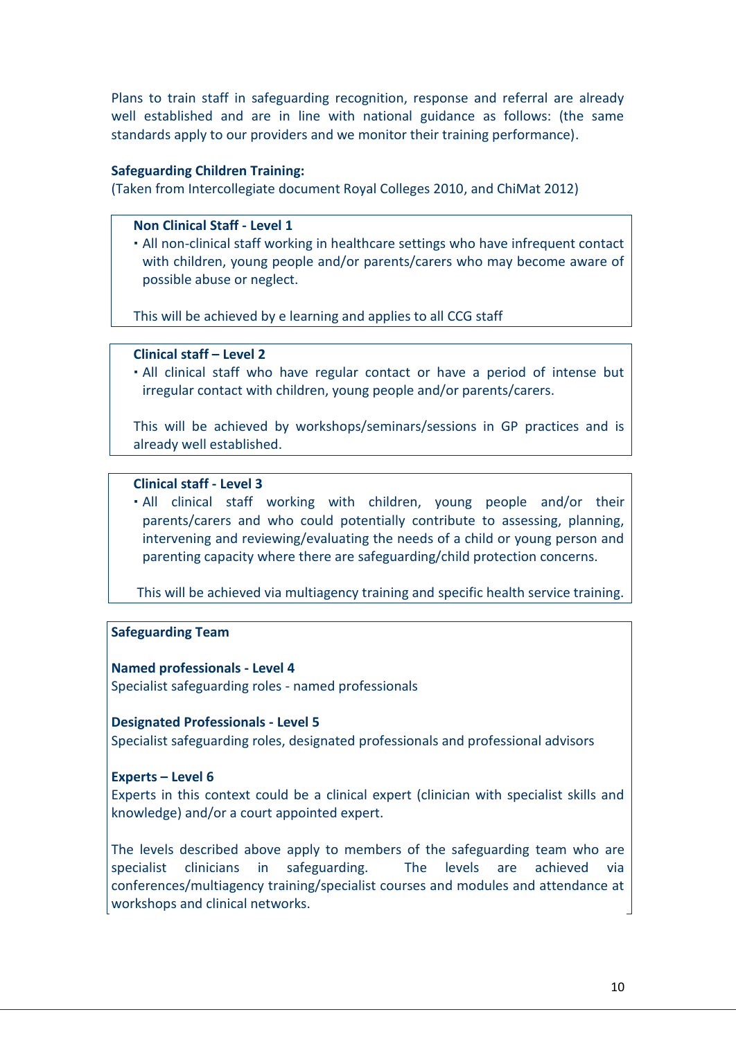Plans to train staff in safeguarding recognition, response and referral are already well established and are in line with national guidance as follows: (the same standards apply to our providers and we monitor their training performance).

**Safeguarding Children Training:**
(Taken from Intercollegiate document Royal Colleges 2010, and ChiMat 2012)

**Non Clinical Staff - Level 1**

- All non-clinical staff working in healthcare settings who have infrequent contact with children, young people and/or parents/carers who may become aware of possible abuse or neglect.

This will be achieved by e learning and applies to all CCG staff

**Clinical staff – Level 2**

- All clinical staff who have regular contact or have a period of intense but irregular contact with children, young people and/or parents/carers.

This will be achieved by workshops/seminars/sessions in GP practices and is already well established.

**Clinical staff - Level 3**

- All clinical staff working with children, young people and/or their parents/carers and who could potentially contribute to assessing, planning, intervening and reviewing/evaluating the needs of a child or young person and parenting capacity where there are safeguarding/child protection concerns.

This will be achieved via multiagency training and specific health service training.

**Safeguarding Team**

**Named professionals - Level 4**
Specialist safeguarding roles - named professionals

**Designated Professionals - Level 5**
Specialist safeguarding roles, designated professionals and professional advisors

**Experts – Level 6**
Experts in this context could be a clinical expert (clinician with specialist skills and knowledge) and/or a court appointed expert.

The levels described above apply to members of the safeguarding team who are specialist clinicians in safeguarding. The levels are achieved via conferences/multiagency training/specialist courses and modules and attendance at workshops and clinical networks.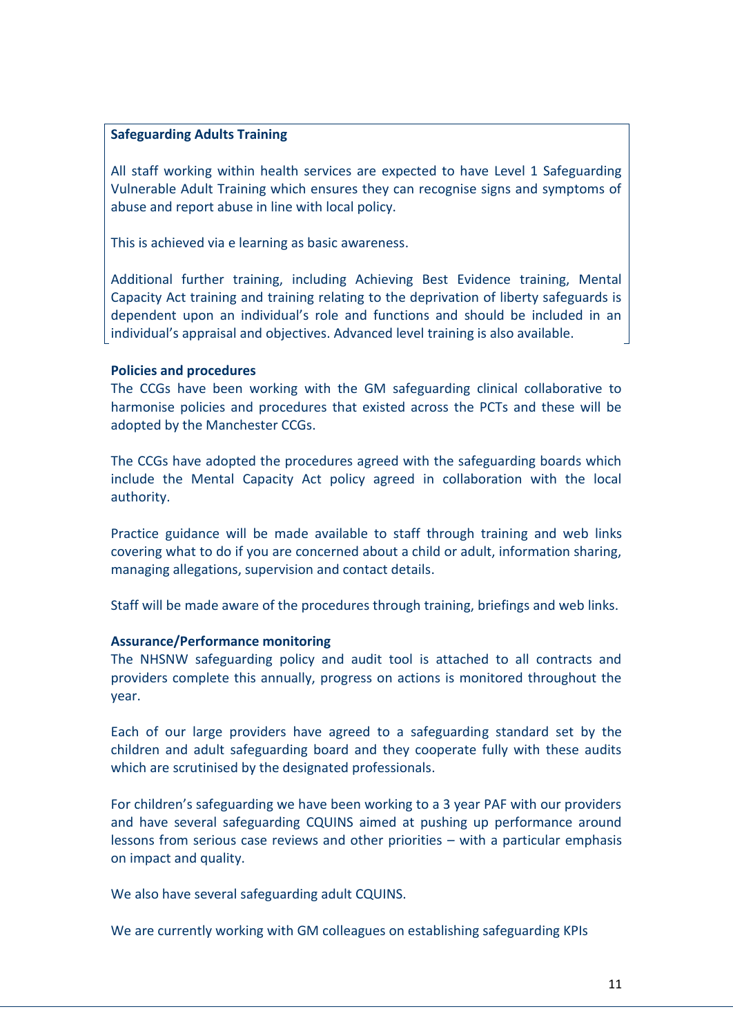**Safeguarding Adults Training**

All staff working within health services are expected to have Level 1 Safeguarding Vulnerable Adult Training which ensures they can recognise signs and symptoms of abuse and report abuse in line with local policy.

This is achieved via e learning as basic awareness.

Additional further training, including Achieving Best Evidence training, Mental Capacity Act training and training relating to the deprivation of liberty safeguards is dependent upon an individual's role and functions and should be included in an individual's appraisal and objectives. Advanced level training is also available.

**Policies and procedures**

The CCGs have been working with the GM safeguarding clinical collaborative to harmonise policies and procedures that existed across the PCTs and these will be adopted by the Manchester CCGs.

The CCGs have adopted the procedures agreed with the safeguarding boards which include the Mental Capacity Act policy agreed in collaboration with the local authority.

Practice guidance will be made available to staff through training and web links covering what to do if you are concerned about a child or adult, information sharing, managing allegations, supervision and contact details.

Staff will be made aware of the procedures through training, briefings and web links.

**Assurance/Performance monitoring**

The NHSNW safeguarding policy and audit tool is attached to all contracts and providers complete this annually, progress on actions is monitored throughout the year.

Each of our large providers have agreed to a safeguarding standard set by the children and adult safeguarding board and they cooperate fully with these audits which are scrutinised by the designated professionals.

For children's safeguarding we have been working to a 3 year PAF with our providers and have several safeguarding CQUINS aimed at pushing up performance around lessons from serious case reviews and other priorities – with a particular emphasis on impact and quality.

We also have several safeguarding adult CQUINS.

We are currently working with GM colleagues on establishing safeguarding KPIs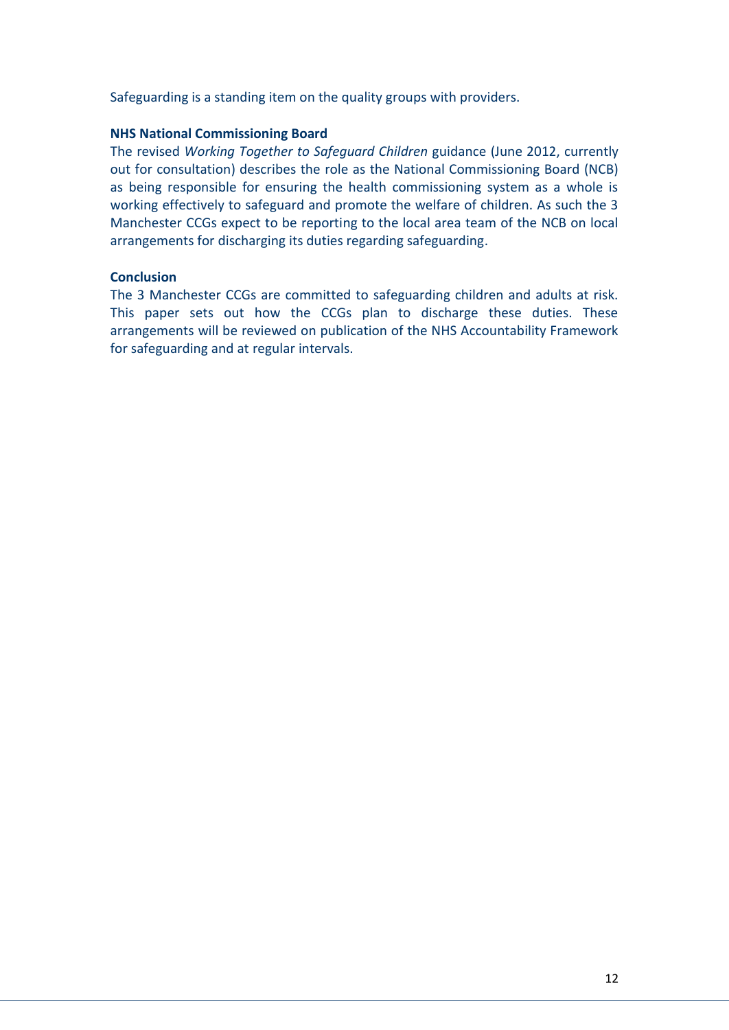Safeguarding is a standing item on the quality groups with providers.

**NHS National Commissioning Board**

The revised *Working Together to Safeguard Children* guidance (June 2012, currently out for consultation) describes the role as the National Commissioning Board (NCB) as being responsible for ensuring the health commissioning system as a whole is working effectively to safeguard and promote the welfare of children. As such the 3 Manchester CCGs expect to be reporting to the local area team of the NCB on local arrangements for discharging its duties regarding safeguarding.

**Conclusion**

The 3 Manchester CCGs are committed to safeguarding children and adults at risk. This paper sets out how the CCGs plan to discharge these duties. These arrangements will be reviewed on publication of the NHS Accountability Framework for safeguarding and at regular intervals.